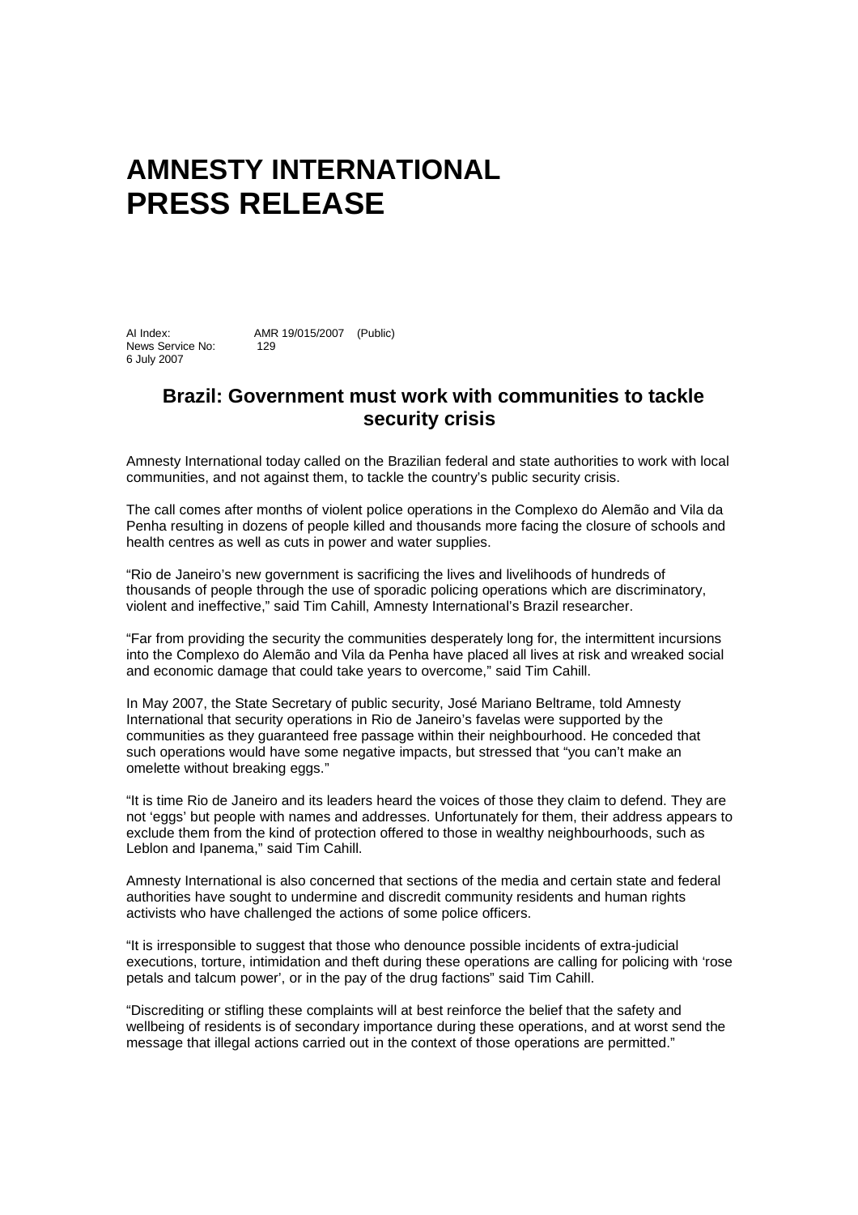# AMNESTY INTERNATIONAL PRESS RELEASE

AI Index: AMR 19/015/2007 (Public)
News Service No: 129
6 July 2007

## Brazil: Government must work with communities to tackle security crisis

Amnesty International today called on the Brazilian federal and state authorities to work with local communities, and not against them, to tackle the country's public security crisis.

The call comes after months of violent police operations in the Complexo do Alemão and Vila da Penha resulting in dozens of people killed and thousands more facing the closure of schools and health centres as well as cuts in power and water supplies.

"Rio de Janeiro's new government is sacrificing the lives and livelihoods of hundreds of thousands of people through the use of sporadic policing operations which are discriminatory, violent and ineffective," said Tim Cahill, Amnesty International's Brazil researcher.

"Far from providing the security the communities desperately long for, the intermittent incursions into the Complexo do Alemão and Vila da Penha have placed all lives at risk and wreaked social and economic damage that could take years to overcome," said Tim Cahill.

In May 2007, the State Secretary of public security, José Mariano Beltrame, told Amnesty International that security operations in Rio de Janeiro's favelas were supported by the communities as they guaranteed free passage within their neighbourhood. He conceded that such operations would have some negative impacts, but stressed that "you can't make an omelette without breaking eggs."

"It is time Rio de Janeiro and its leaders heard the voices of those they claim to defend. They are not 'eggs' but people with names and addresses. Unfortunately for them, their address appears to exclude them from the kind of protection offered to those in wealthy neighbourhoods, such as Leblon and Ipanema," said Tim Cahill.

Amnesty International is also concerned that sections of the media and certain state and federal authorities have sought to undermine and discredit community residents and human rights activists who have challenged the actions of some police officers.

"It is irresponsible to suggest that those who denounce possible incidents of extra-judicial executions, torture, intimidation and theft during these operations are calling for policing with 'rose petals and talcum power', or in the pay of the drug factions" said Tim Cahill.

"Discrediting or stifling these complaints will at best reinforce the belief that the safety and wellbeing of residents is of secondary importance during these operations, and at worst send the message that illegal actions carried out in the context of those operations are permitted."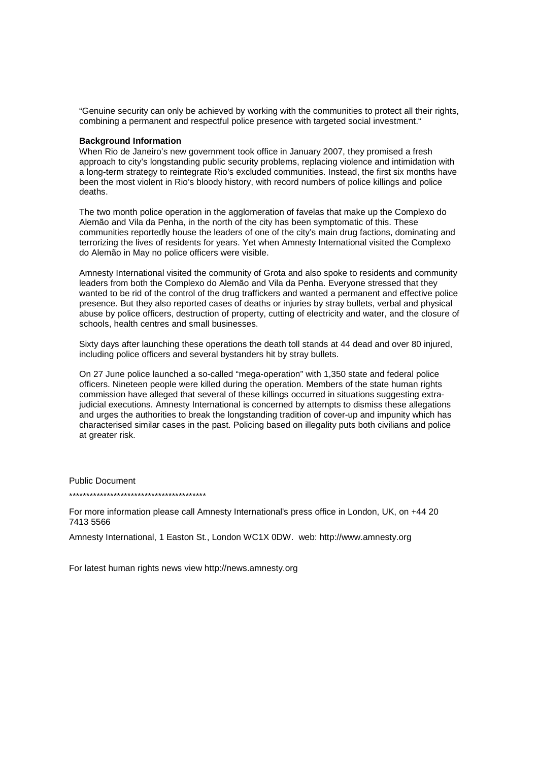"Genuine security can only be achieved by working with the communities to protect all their rights, combining a permanent and respectful police presence with targeted social investment."

**Background Information**

When Rio de Janeiro's new government took office in January 2007, they promised a fresh approach to city's longstanding public security problems, replacing violence and intimidation with a long-term strategy to reintegrate Rio's excluded communities. Instead, the first six months have been the most violent in Rio's bloody history, with record numbers of police killings and police deaths.

The two month police operation in the agglomeration of favelas that make up the Complexo do Alemão and Vila da Penha, in the north of the city has been symptomatic of this. These communities reportedly house the leaders of one of the city's main drug factions, dominating and terrorizing the lives of residents for years. Yet when Amnesty International visited the Complexo do Alemão in May no police officers were visible.

Amnesty International visited the community of Grota and also spoke to residents and community leaders from both the Complexo do Alemão and Vila da Penha. Everyone stressed that they wanted to be rid of the control of the drug traffickers and wanted a permanent and effective police presence. But they also reported cases of deaths or injuries by stray bullets, verbal and physical abuse by police officers, destruction of property, cutting of electricity and water, and the closure of schools, health centres and small businesses.

Sixty days after launching these operations the death toll stands at 44 dead and over 80 injured, including police officers and several bystanders hit by stray bullets.

On 27 June police launched a so-called "mega-operation" with 1,350 state and federal police officers. Nineteen people were killed during the operation. Members of the state human rights commission have alleged that several of these killings occurred in situations suggesting extra-judicial executions. Amnesty International is concerned by attempts to dismiss these allegations and urges the authorities to break the longstanding tradition of cover-up and impunity which has characterised similar cases in the past. Policing based on illegality puts both civilians and police at greater risk.

Public Document

****************************************

For more information please call Amnesty International's press office in London, UK, on +44 20 7413 5566

Amnesty International, 1 Easton St., London WC1X 0DW. web: http://www.amnesty.org

For latest human rights news view http://news.amnesty.org